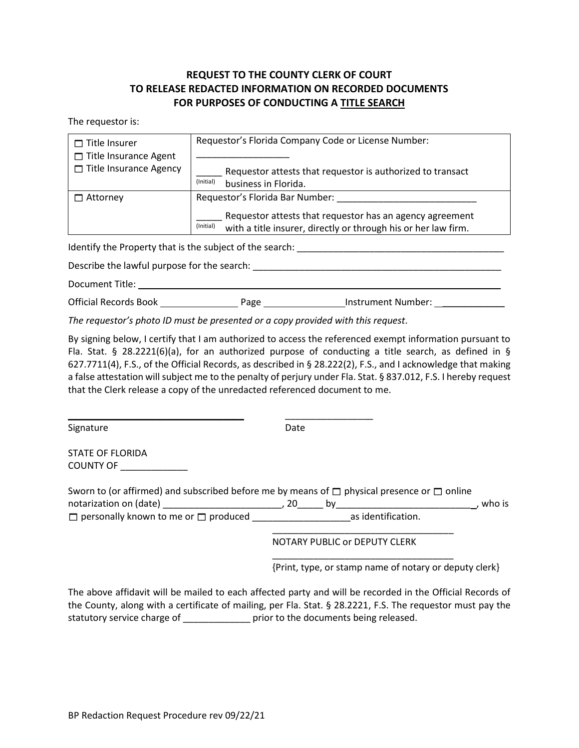# REQUEST TO THE COUNTY CLERK OF COURT TO RELEASE REDACTED INFORMATION ON RECORDED DOCUMENTS FOR PURPOSES OF CONDUCTING A <u>TITLE SEARCH</u>

The requestor is:

| | |
|---|---|
| ☐ Title Insurer<br>☐ Title Insurance Agent<br>☐ Title Insurance Agency | Requestor's Florida Company Code or License Number:<br>_________________<br>_____ Requestor attests that requestor is authorized to transact (Initial) business in Florida. |
| ☐ Attorney | Requestor's Florida Bar Number: ___________________________<br>_____ Requestor attests that requestor has an agency agreement (Initial) with a title insurer, directly or through his or her law firm. |

Identify the Property that is the subject of the search: ________________________________________

Describe the lawful purpose for the search: ________________________________________________

Document Title: ______________________________________________________________________

Official Records Book _______________ Page _______________ Instrument Number: ____________

*The requestor's photo ID must be presented or a copy provided with this request*.

By signing below, I certify that I am authorized to access the referenced exempt information pursuant to Fla. Stat. § 28.2221(6)(a), for an authorized purpose of conducting a title search, as defined in § 627.7711(4), F.S., of the Official Records, as described in § 28.222(2), F.S., and I acknowledge that making a false attestation will subject me to the penalty of perjury under Fla. Stat. § 837.012, F.S. I hereby request that the Clerk release a copy of the unredacted referenced document to me.

________________________________ &nbsp;&nbsp;&nbsp;&nbsp; ________________

Signature &nbsp;&nbsp;&nbsp;&nbsp; Date

STATE OF FLORIDA
COUNTY OF _____________

Sworn to (or affirmed) and subscribed before me by means of ☐ physical presence or ☐ online notarization on (date) ______________________, 20_____ by___________________________, who is ☐ personally known to me or ☐ produced __________________as identification.

___________________________________
NOTARY PUBLIC or DEPUTY CLERK

___________________________________
{Print, type, or stamp name of notary or deputy clerk}

The above affidavit will be mailed to each affected party and will be recorded in the Official Records of the County, along with a certificate of mailing, per Fla. Stat. § 28.2221, F.S. The requestor must pay the statutory service charge of _____________ prior to the documents being released.

BP Redaction Request Procedure rev 09/22/21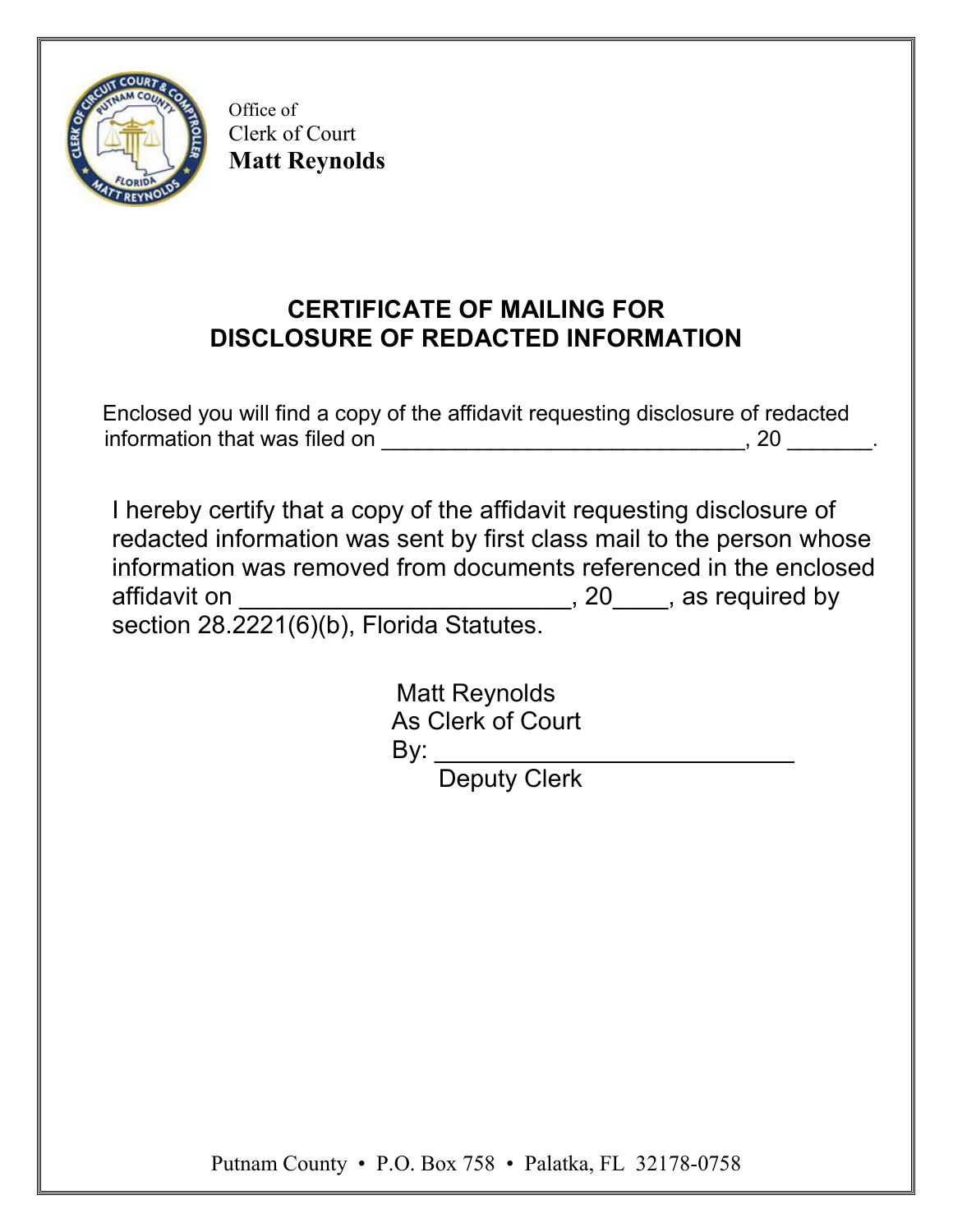Office of
Clerk of Court
**Matt Reynolds**

# CERTIFICATE OF MAILING FOR DISCLOSURE OF REDACTED INFORMATION

Enclosed you will find a copy of the affidavit requesting disclosure of redacted information that was filed on ______________________________, 20 _______.

I hereby certify that a copy of the affidavit requesting disclosure of redacted information was sent by first class mail to the person whose information was removed from documents referenced in the enclosed affidavit on ________________________, 20____, as required by section 28.2221(6)(b), Florida Statutes.

Matt Reynolds
As Clerk of Court
By: ___________________________
Deputy Clerk

Putnam County • P.O. Box 758 • Palatka, FL 32178-0758